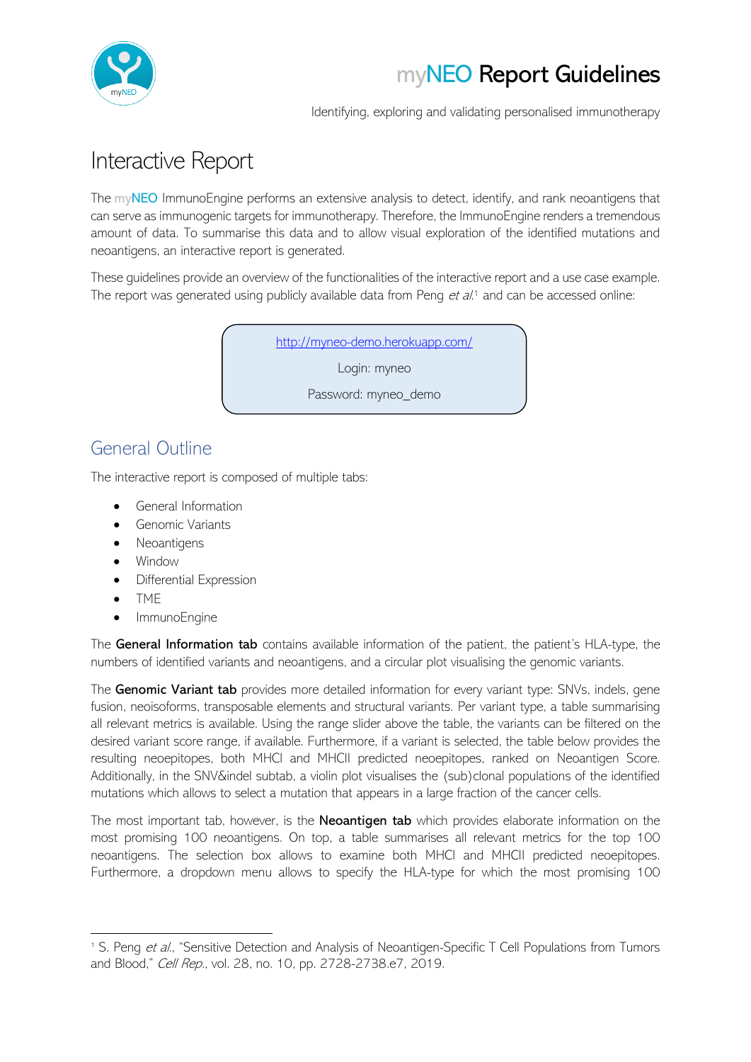# myNEO Report Guidelines

Identifying, exploring and validating personalised immunotherapy

## Interactive Report

The myNEO ImmunoEngine performs an extensive analysis to detect, identify, and rank neoantigens that can serve as immunogenic targets for immunotherapy. Therefore, the ImmunoEngine renders a tremendous amount of data. To summarise this data and to allow visual exploration of the identified mutations and neoantigens, an interactive report is generated.

These guidelines provide an overview of the functionalities of the interactive report and a use case example. The report was generated using publicly available data from Peng *et al.*[1] and can be accessed online:

> http://myneo-demo.herokuapp.com/
>
> Login: myneo
>
> Password: myneo_demo

### General Outline

The interactive report is composed of multiple tabs:

- General Information
- Genomic Variants
- Neoantigens
- Window
- Differential Expression
- TME
- ImmunoEngine

The **General Information tab** contains available information of the patient, the patient's HLA-type, the numbers of identified variants and neoantigens, and a circular plot visualising the genomic variants.

The **Genomic Variant tab** provides more detailed information for every variant type: SNVs, indels, gene fusion, neoisoforms, transposable elements and structural variants. Per variant type, a table summarising all relevant metrics is available. Using the range slider above the table, the variants can be filtered on the desired variant score range, if available. Furthermore, if a variant is selected, the table below provides the resulting neoepitopes, both MHCI and MHCII predicted neoepitopes, ranked on Neoantigen Score. Additionally, in the SNV&indel subtab, a violin plot visualises the (sub)clonal populations of the identified mutations which allows to select a mutation that appears in a large fraction of the cancer cells.

The most important tab, however, is the **Neoantigen tab** which provides elaborate information on the most promising 100 neoantigens. On top, a table summarises all relevant metrics for the top 100 neoantigens. The selection box allows to examine both MHCI and MHCII predicted neoepitopes. Furthermore, a dropdown menu allows to specify the HLA-type for which the most promising 100

---

[1] S. Peng *et al.*, "Sensitive Detection and Analysis of Neoantigen-Specific T Cell Populations from Tumors and Blood," *Cell Rep.*, vol. 28, no. 10, pp. 2728-2738.e7, 2019.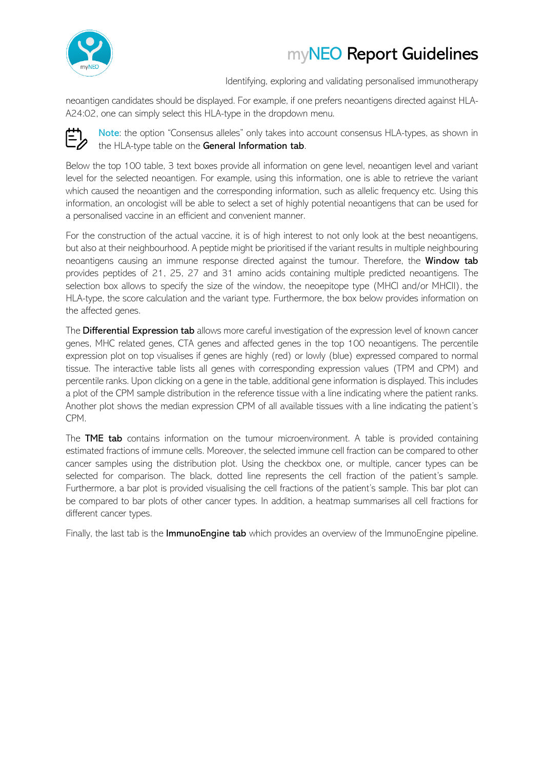neoantigen candidates should be displayed. For example, if one prefers neoantigens directed against HLA-A24:02, one can simply select this HLA-type in the dropdown menu.

Note: the option "Consensus alleles" only takes into account consensus HLA-types, as shown in the HLA-type table on the **General Information tab**.

Below the top 100 table, 3 text boxes provide all information on gene level, neoantigen level and variant level for the selected neoantigen. For example, using this information, one is able to retrieve the variant which caused the neoantigen and the corresponding information, such as allelic frequency etc. Using this information, an oncologist will be able to select a set of highly potential neoantigens that can be used for a personalised vaccine in an efficient and convenient manner.

For the construction of the actual vaccine, it is of high interest to not only look at the best neoantigens, but also at their neighbourhood. A peptide might be prioritised if the variant results in multiple neighbouring neoantigens causing an immune response directed against the tumour. Therefore, the **Window tab** provides peptides of 21, 25, 27 and 31 amino acids containing multiple predicted neoantigens. The selection box allows to specify the size of the window, the neoepitope type (MHCI and/or MHCII), the HLA-type, the score calculation and the variant type. Furthermore, the box below provides information on the affected genes.

The **Differential Expression tab** allows more careful investigation of the expression level of known cancer genes, MHC related genes, CTA genes and affected genes in the top 100 neoantigens. The percentile expression plot on top visualises if genes are highly (red) or lowly (blue) expressed compared to normal tissue. The interactive table lists all genes with corresponding expression values (TPM and CPM) and percentile ranks. Upon clicking on a gene in the table, additional gene information is displayed. This includes a plot of the CPM sample distribution in the reference tissue with a line indicating where the patient ranks. Another plot shows the median expression CPM of all available tissues with a line indicating the patient's CPM.

The **TME tab** contains information on the tumour microenvironment. A table is provided containing estimated fractions of immune cells. Moreover, the selected immune cell fraction can be compared to other cancer samples using the distribution plot. Using the checkbox one, or multiple, cancer types can be selected for comparison. The black, dotted line represents the cell fraction of the patient's sample. Furthermore, a bar plot is provided visualising the cell fractions of the patient's sample. This bar plot can be compared to bar plots of other cancer types. In addition, a heatmap summarises all cell fractions for different cancer types.

Finally, the last tab is the **ImmunoEngine tab** which provides an overview of the ImmunoEngine pipeline.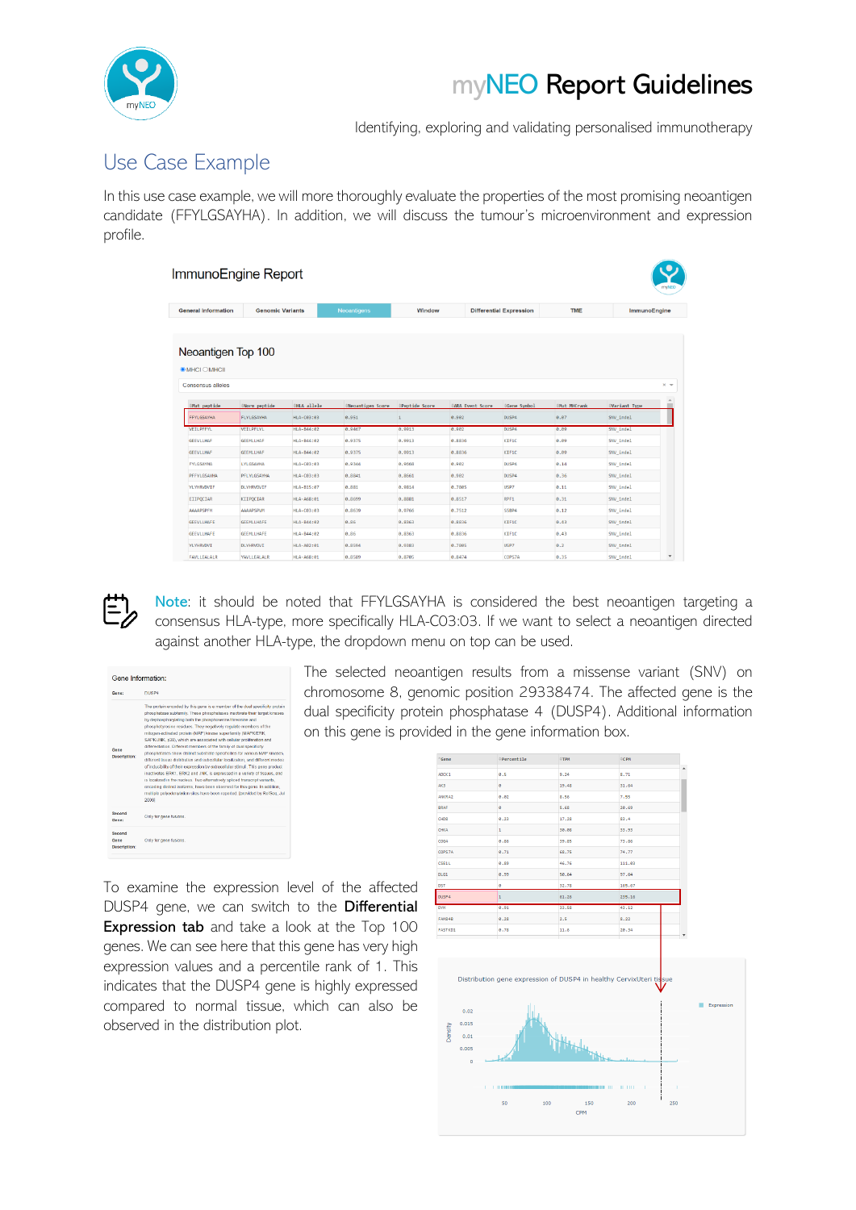# Use Case Example

In this use case example, we will more thoroughly evaluate the properties of the most promising neoantigen candidate (FFYLGSAYHA). In addition, we will discuss the tumour's microenvironment and expression profile.

**Note**: it should be noted that FFYLGSAYHA is considered the best neoantigen targeting a consensus HLA-type, more specifically HLA-C03:03. If we want to select a neoantigen directed against another HLA-type, the dropdown menu on top can be used.

The selected neoantigen results from a missense variant (SNV) on chromosome 8, genomic position 29338474. The affected gene is the dual specificity protein phosphatase 4 (DUSP4). Additional information on this gene is provided in the gene information box.

To examine the expression level of the affected DUSP4 gene, we can switch to the **Differential Expression tab** and take a look at the Top 100 genes. We can see here that this gene has very high expression values and a percentile rank of 1. This indicates that the DUSP4 gene is highly expressed compared to normal tissue, which can also be observed in the distribution plot.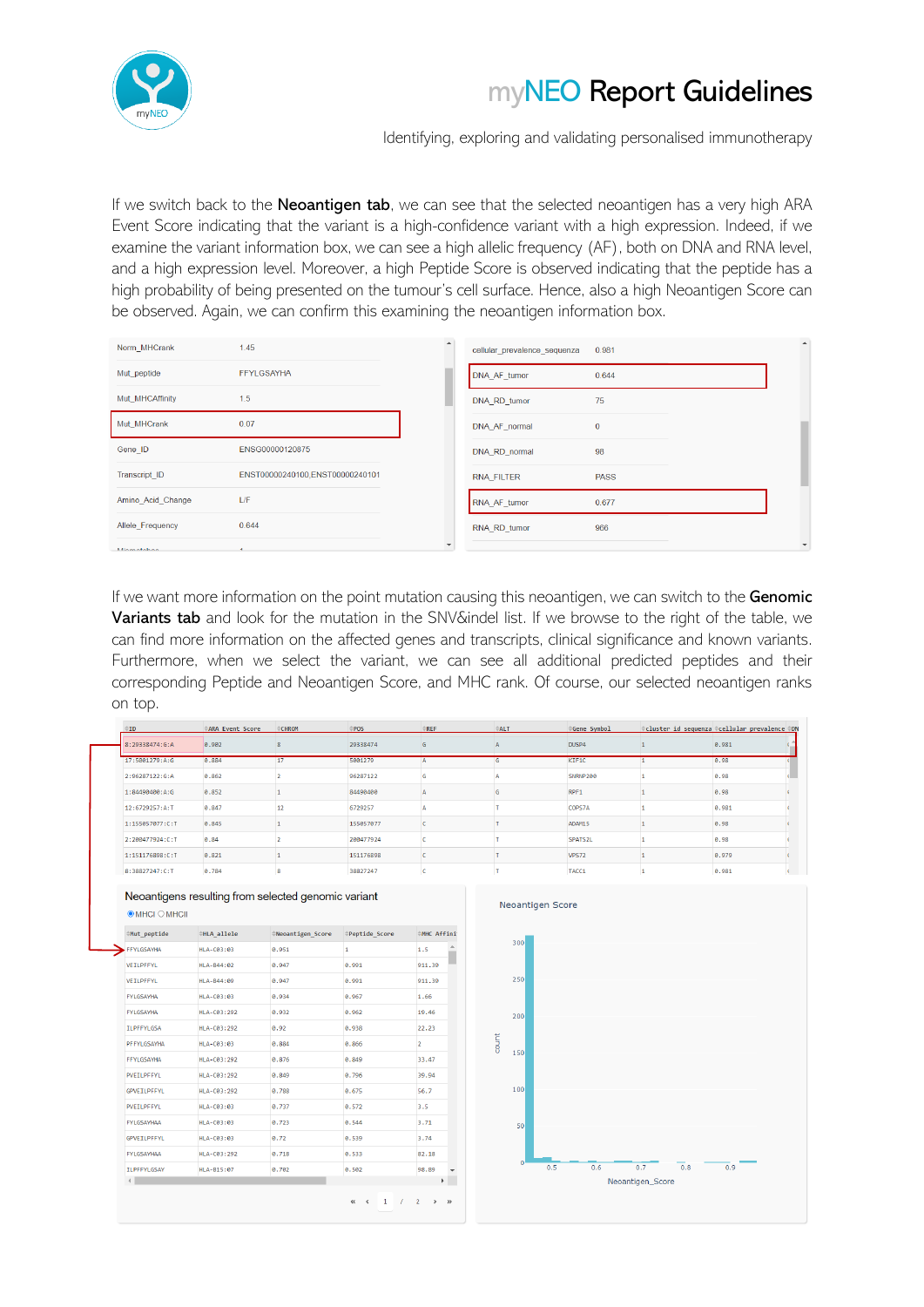If we switch back to the **Neoantigen tab**, we can see that the selected neoantigen has a very high ARA Event Score indicating that the variant is a high-confidence variant with a high expression. Indeed, if we examine the variant information box, we can see a high allelic frequency (AF), both on DNA and RNA level, and a high expression level. Moreover, a high Peptide Score is observed indicating that the peptide has a high probability of being presented on the tumour's cell surface. Hence, also a high Neoantigen Score can be observed. Again, we can confirm this examining the neoantigen information box.

| | |
|---|---|
| Norm_MHCrank | 1.45 |
| Mut_peptide | FFYLGSAYHA |
| Mut_MHCAffinity | 1.5 |
| Mut_MHCrank | 0.07 |
| Gene_ID | ENSG00000120875 |
| Transcript_ID | ENST00000240100,ENST00000240101 |
| Amino_Acid_Change | L/F |
| Allele_Frequency | 0.644 |

| | |
|---|---|
| cellular_prevalence_sequenza | 0.981 |
| DNA_AF_tumor | 0.644 |
| DNA_RD_tumor | 75 |
| DNA_AF_normal | 0 |
| DNA_RD_normal | 98 |
| RNA_FILTER | PASS |
| RNA_AF_tumor | 0.677 |
| RNA_RD_tumor | 966 |

If we want more information on the point mutation causing this neoantigen, we can switch to the **Genomic Variants tab** and look for the mutation in the SNV&indel list. If we browse to the right of the table, we can find more information on the affected genes and transcripts, clinical significance and known variants. Furthermore, when we select the variant, we can see all additional predicted peptides and their corresponding Peptide and Neoantigen Score, and MHC rank. Of course, our selected neoantigen ranks on top.

| ID | ARA Event Score | CHROM | POS | REF | ALT | Gene Symbol | cluster id sequenza | cellular prevalence |
|---|---|---|---|---|---|---|---|---|
| 8:29338474:G:A | 0.902 | 8 | 29338474 | G | A | DUSP4 | 1 | 0.981 |
| 17:5001279:A:G | 0.884 | 17 | 5001279 | A | G | KIF1C | 1 | 0.98 |
| 2:96287122:G:A | 0.862 | 2 | 96287122 | G | A | SNRNP200 | 1 | 0.98 |
| 1:84490400:A:G | 0.852 | 1 | 84490400 | A | G | RPF1 | 1 | 0.98 |
| 12:6729257:A:T | 0.847 | 12 | 6729257 | A | T | COPS7A | 1 | 0.981 |
| 1:155057077:C:T | 0.845 | 1 | 155057077 | C | T | ADAM15 | 1 | 0.98 |
| 2:200477924:C:T | 0.84 | 2 | 200477924 | C | T | SPATS2L | 1 | 0.98 |
| 1:151176898:C:T | 0.821 | 1 | 151176898 | C | T | VPS72 | 1 | 0.979 |
| 8:38827247:C:T | 0.784 | 8 | 38827247 | C | T | TACC1 | 1 | 0.981 |

Neoantigens resulting from selected genomic variant

MHCI / MHCII

| Mut_peptide | HLA_allele | Neoantigen_Score | Peptide_Score | MHC Affini |
|---|---|---|---|---|
| FFYLGSAYHA | HLA-C03:03 | 0.951 | 1 | 1.5 |
| VEILPFFYL | HLA-B44:02 | 0.947 | 0.991 | 911.39 |
| VEILPFFYL | HLA-B44:09 | 0.947 | 0.991 | 911.39 |
| FYLGSAYHA | HLA-C03:03 | 0.934 | 0.967 | 1.66 |
| FYLGSAYHA | HLA-C03:292 | 0.932 | 0.962 | 19.46 |
| ILPFFYLGSA | HLA-C03:292 | 0.92 | 0.938 | 22.23 |
| PFFYLGSAYHA | HLA-C03:03 | 0.884 | 0.866 | 2 |
| FFYLGSAYHA | HLA-C03:292 | 0.876 | 0.849 | 33.47 |
| PVEILPFFYL | HLA-C03:292 | 0.849 | 0.796 | 39.94 |
| GPVEILPFFYL | HLA-C03:292 | 0.788 | 0.675 | 56.7 |
| PVEILPFFYL | HLA-C03:03 | 0.737 | 0.572 | 3.5 |
| FYLGSAYHAA | HLA-C03:03 | 0.723 | 0.544 | 3.71 |
| GPVEILPFFYL | HLA-C03:03 | 0.72 | 0.539 | 3.74 |
| FYLGSAYHAA | HLA-C03:292 | 0.718 | 0.533 | 82.18 |
| ILPFFYLGSAY | HLA-B15:07 | 0.702 | 0.502 | 98.89 |

Neoantigen Score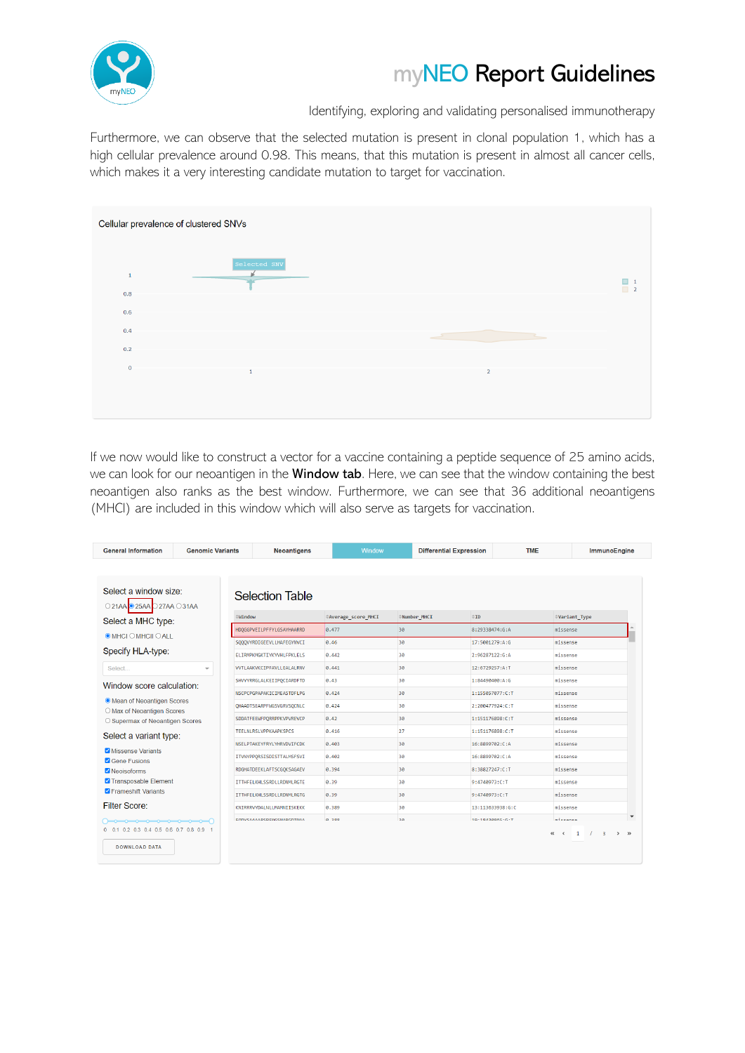Furthermore, we can observe that the selected mutation is present in clonal population 1, which has a high cellular prevalence around 0.98. This means, that this mutation is present in almost all cancer cells, which makes it a very interesting candidate mutation to target for vaccination.

Cellular prevalence of clustered SNVs

If we now would like to construct a vector for a vaccine containing a peptide sequence of 25 amino acids, we can look for our neoantigen in the **Window tab**. Here, we can see that the window containing the best neoantigen also ranks as the best window. Furthermore, we can see that 36 additional neoantigens (MHCI) are included in this window which will also serve as targets for vaccination.

General Information | Genomic Variants | Neoantigens | Window | Differential Expression | TME | ImmunoEngine

Select a window size: 21AA, 25AA, 27AA, 31AA

Select a MHC type: MHCI, MHCII, ALL

Specify HLA-type:

Window score calculation:
- Mean of Neoantigen Scores
- Max of Neoantigen Scores
- Supermax of Neoantigen Scores

Select a variant type:
- Missense Variants
- Gene Fusions
- Neoisoforms
- Transposable Element
- Frameshift Variants

Filter Score:

DOWNLOAD DATA

Selection Table

| Window | Average_score_MHCI | Number_MHCI | ID | Variant_Type |
|---|---|---|---|---|
| HDQGPVEILPFFYLGSAYHAARRD | 0.477 | 30 | 8:29338474:G:A | missense |
| SQQQVYRDIGEEVLLHAFEGYNVCI | 0.46 | 30 | 17:5001279:A:G | missense |
| ELIRNPKNGKTIVKYVWHLFPKLELS | 0.442 | 30 | 2:96287122:G:A | missense |
| VVTLAAKVKCIPFAVLLEALALRNV | 0.441 | 30 | 12:6729257:A:T | missense |
| SHVVYRRGLALKEIIPQCIARDFTD | 0.43 | 30 | 1:84490400:A:G | missense |
| NSCPCPGPAPAKICIPEASTDFLPG | 0.424 | 30 | 1:155057077:C:T | missense |
| QHAADTSEARPFWGSVGRVSQCNLC | 0.424 | 30 | 2:200477924:C:T | missense |
| SDDATFEEWFPQRRPPKVPVREVCP | 0.42 | 30 | 1:151176808:C:T | missense |
| TEELNLRSLVPPKAAPKSPCS | 0.416 | 27 | 1:151176808:C:T | missense |
| NSELPTAKEYFRYLYHRVDVIFCDK | 0.403 | 30 | 16:8899702:C:A | missense |
| ITVNYPPQRSISDISTTALMSFSVI | 0.402 | 30 | 16:8899702:C:A | missense |
| RDGHATDEEKLAFTSCGQKSAGAEV | 0.394 | 30 | 8:38827247:C:T | missense |
| ITTHFELKHLSSRDLLRDNMLRGTE | 0.39 | 30 | 9:4740973:C:T | missense |
| ITTHFELKHLSSRDLLRDNMLRGTG | 0.39 | 30 | 9:4740973:C:T | missense |
| KNIRRRVYDALNLLMAMNIISKEKK | 0.389 | 30 | 13:113633938:G:C | missense |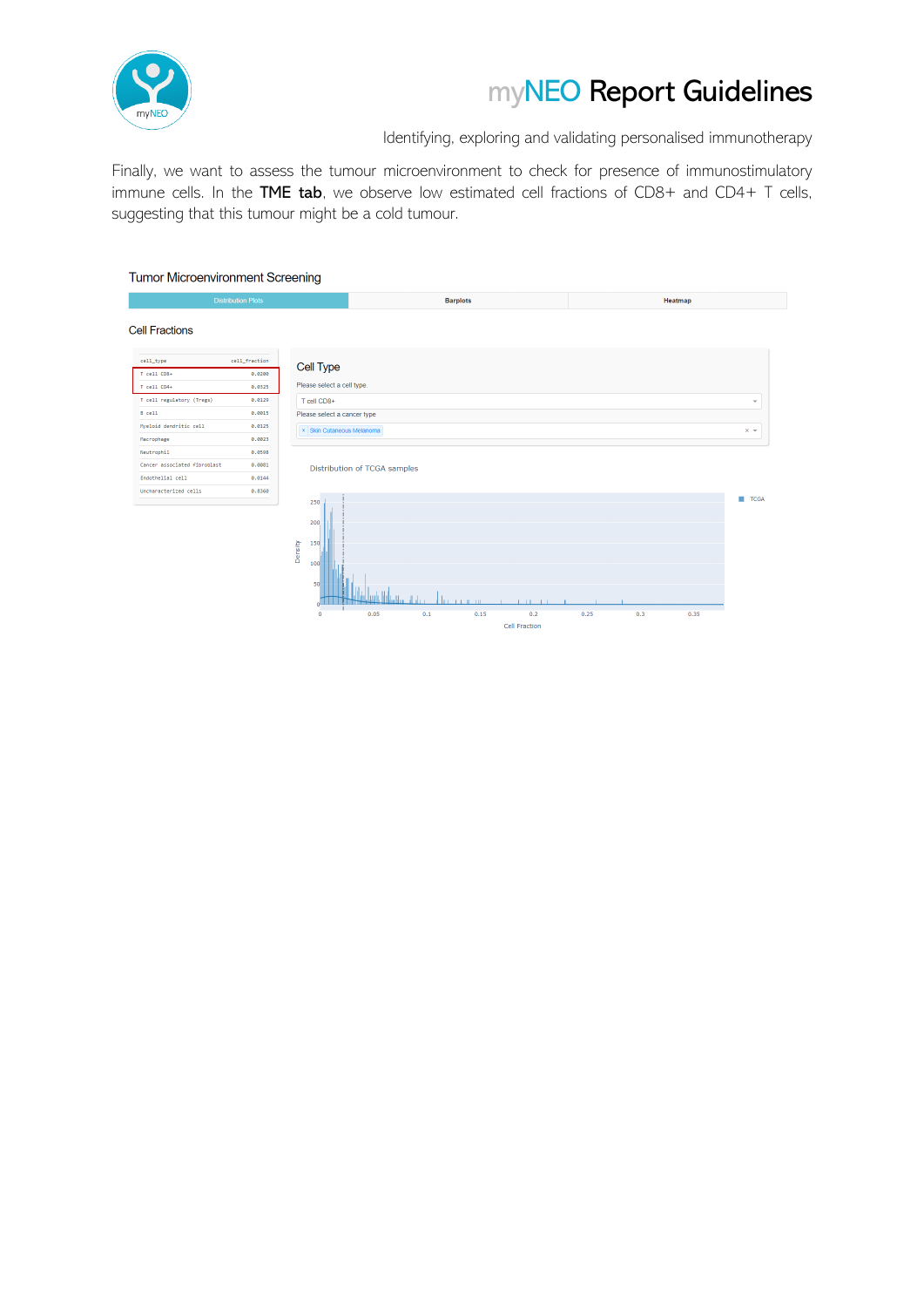Finally, we want to assess the tumour microenvironment to check for presence of immunostimulatory immune cells. In the **TME tab**, we observe low estimated cell fractions of CD8+ and CD4+ T cells, suggesting that this tumour might be a cold tumour.

Tumor Microenvironment Screening

Distribution Plots | Barplots | Heatmap

Cell Fractions

| cell_type | cell_fraction |
|---|---|
| T cell CD8+ | 0.0200 |
| T cell CD4+ | 0.0525 |
| T cell regulatory (Tregs) | 0.0120 |
| B cell | 0.0015 |
| Myeloid dendritic cell | 0.0125 |
| Macrophage | 0.0023 |
| Neutrophil | 0.0598 |
| Cancer associated fibroblast | 0.0081 |
| Endothelial cell | 0.0144 |
| Uncharacterized cells | 0.8360 |

Cell Type

Please select a cell type.

T cell CD8+

Please select a cancer type

Skin Cutaneous Melanoma

Distribution of TCGA samples

TCGA

Density

250
200
150
100
50
0

0
0.05
0.1
0.15
0.2
0.25
0.3
0.35

Cell Fraction